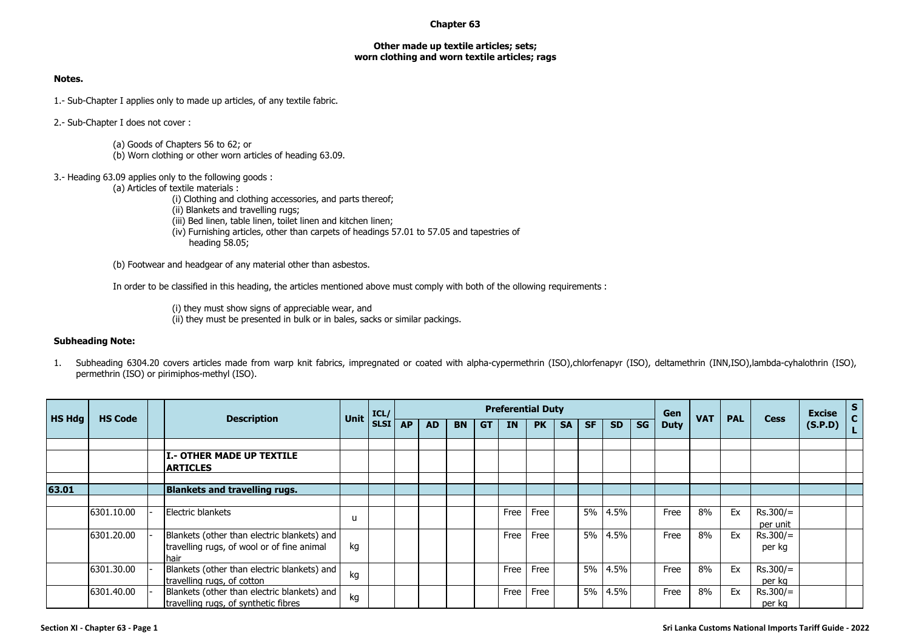# Chapter 63

## Other made up textile articles; sets; worn clothing and worn textile articles; rags

**Notes.**

1.- Sub-Chapter I applies only to made up articles, of any textile fabric.

2.- Sub-Chapter I does not cover :

(a) Goods of Chapters 56 to 62; or
(b) Worn clothing or other worn articles of heading 63.09.

3.- Heading 63.09 applies only to the following goods :

(a) Articles of textile materials :
  (i) Clothing and clothing accessories, and parts thereof;
  (ii) Blankets and travelling rugs;
  (iii) Bed linen, table linen, toilet linen and kitchen linen;
  (iv) Furnishing articles, other than carpets of headings 57.01 to 57.05 and tapestries of heading 58.05;

(b) Footwear and headgear of any material other than asbestos.

In order to be classified in this heading, the articles mentioned above must comply with both of the ollowing requirements :

  (i) they must show signs of appreciable wear, and
  (ii) they must be presented in bulk or in bales, sacks or similar packings.

**Subheading Note:**

1. Subheading 6304.20 covers articles made from warp knit fabrics, impregnated or coated with alpha-cypermethrin (ISO),chlorfenapyr (ISO), deltamethrin (INN,ISO),lambda-cyhalothrin (ISO), permethrin (ISO) or pirimiphos-methyl (ISO).

| HS Hdg | HS Code | | Description | Unit | ICL/ SLSI | Preferential Duty | | | | | | | | | | Gen Duty | VAT | PAL | Cess | Excise (S.P.D) | SCL |
|---|---|---|---|---|---|---|---|---|---|---|---|---|---|---|---|---|---|---|---|---|---|
| | | | | | | AP | AD | BN | GT | IN | PK | SA | SF | SD | SG | | | | | | |
| | | | **I.- OTHER MADE UP TEXTILE ARTICLES** | | | | | | | | | | | | | | | | | | |
| **63.01** | | | **Blankets and travelling rugs.** | | | | | | | | | | | | | | | | | | |
| | 6301.10.00 | - | Electric blankets | u | | | | | | Free | Free | | 5% | 4.5% | | Free | 8% | Ex | Rs.300/= per unit | | |
| | 6301.20.00 | - | Blankets (other than electric blankets) and travelling rugs, of wool or of fine animal hair | kg | | | | | | Free | Free | | 5% | 4.5% | | Free | 8% | Ex | Rs.300/= per kg | | |
| | 6301.30.00 | - | Blankets (other than electric blankets) and travelling rugs, of cotton | kg | | | | | | Free | Free | | 5% | 4.5% | | Free | 8% | Ex | Rs.300/= per kg | | |
| | 6301.40.00 | - | Blankets (other than electric blankets) and travelling rugs, of synthetic fibres | kg | | | | | | Free | Free | | 5% | 4.5% | | Free | 8% | Ex | Rs.300/= per kg | | |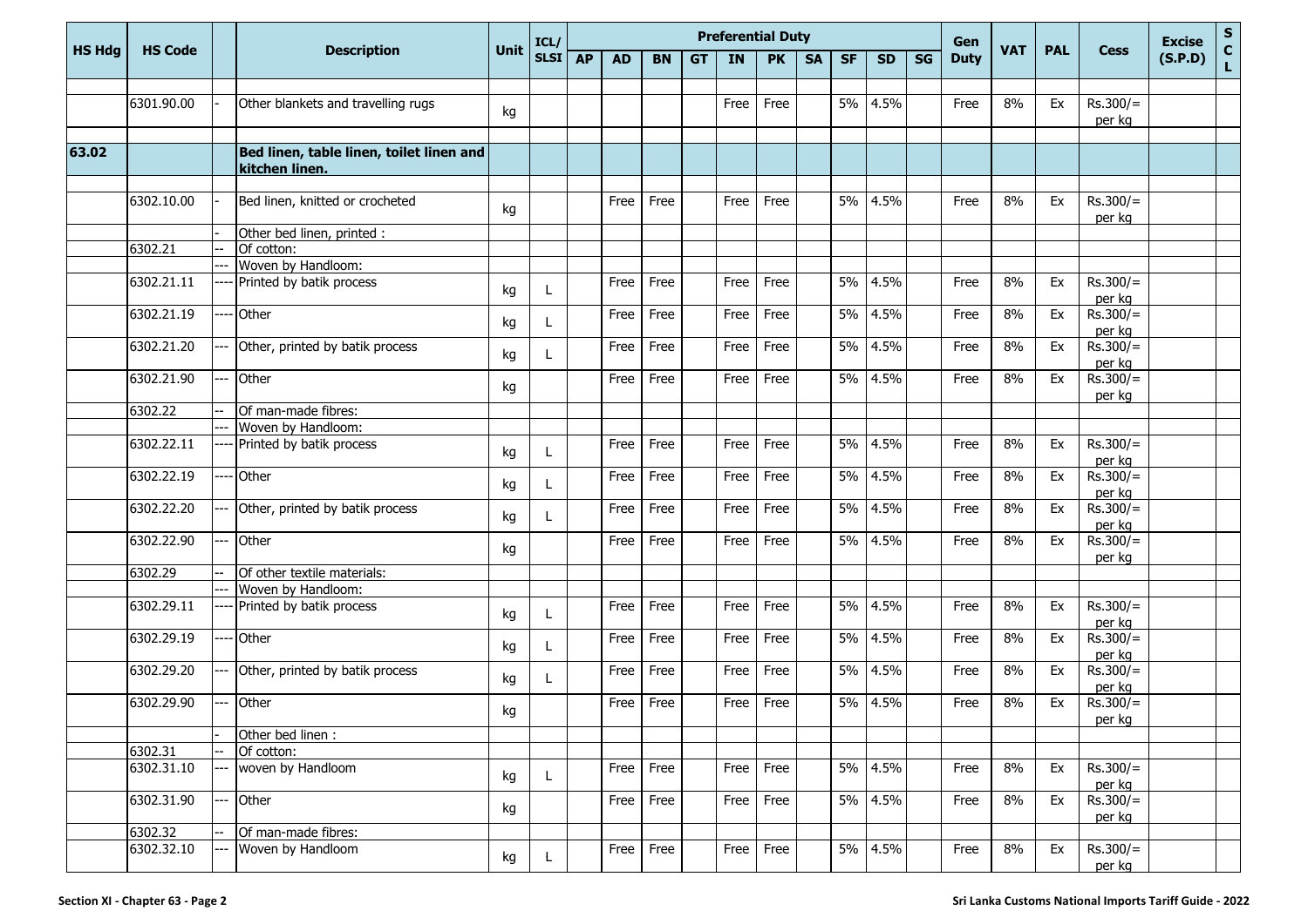| HS Hdg | HS Code | | Description | Unit | ICL/ SLSI | Preferential Duty | | | | | | | | | | Gen Duty | VAT | PAL | Cess | Excise (S.P.D) | S C L |
|---|---|---|---|---|---|---|---|---|---|---|---|---|---|---|---|---|---|---|---|---|---|
| | | | | | | AP | AD | BN | GT | IN | PK | SA | SF | SD | SG | | | | | | |
| | 6301.90.00 | - | Other blankets and travelling rugs | kg | | | | | | Free | Free | | 5% | 4.5% | | Free | 8% | Ex | Rs.300/= per kg | | |
| **63.02** | | | **Bed linen, table linen, toilet linen and kitchen linen.** | | | | | | | | | | | | | | | | | | |
| | 6302.10.00 | - | Bed linen, knitted or crocheted | kg | | | Free | Free | | Free | Free | | 5% | 4.5% | | Free | 8% | Ex | Rs.300/= per kg | | |
| | | - | Other bed linen, printed : | | | | | | | | | | | | | | | | | | |
| | 6302.21 | -- | Of cotton: | | | | | | | | | | | | | | | | | | |
| | | --- | Woven by Handloom: | | | | | | | | | | | | | | | | | | |
| | 6302.21.11 | ---- | Printed by batik process | kg | L | | Free | Free | | Free | Free | | 5% | 4.5% | | Free | 8% | Ex | Rs.300/= per kg | | |
| | 6302.21.19 | ---- | Other | kg | L | | Free | Free | | Free | Free | | 5% | 4.5% | | Free | 8% | Ex | Rs.300/= per kg | | |
| | 6302.21.20 | --- | Other, printed by batik process | kg | L | | Free | Free | | Free | Free | | 5% | 4.5% | | Free | 8% | Ex | Rs.300/= per kg | | |
| | 6302.21.90 | --- | Other | kg | | | Free | Free | | Free | Free | | 5% | 4.5% | | Free | 8% | Ex | Rs.300/= per kg | | |
| | 6302.22 | -- | Of man-made fibres: | | | | | | | | | | | | | | | | | | |
| | | --- | Woven by Handloom: | | | | | | | | | | | | | | | | | | |
| | 6302.22.11 | ---- | Printed by batik process | kg | L | | Free | Free | | Free | Free | | 5% | 4.5% | | Free | 8% | Ex | Rs.300/= per kg | | |
| | 6302.22.19 | ---- | Other | kg | L | | Free | Free | | Free | Free | | 5% | 4.5% | | Free | 8% | Ex | Rs.300/= per kg | | |
| | 6302.22.20 | --- | Other, printed by batik process | kg | L | | Free | Free | | Free | Free | | 5% | 4.5% | | Free | 8% | Ex | Rs.300/= per kg | | |
| | 6302.22.90 | --- | Other | kg | | | Free | Free | | Free | Free | | 5% | 4.5% | | Free | 8% | Ex | Rs.300/= per kg | | |
| | 6302.29 | -- | Of other textile materials: | | | | | | | | | | | | | | | | | | |
| | | --- | Woven by Handloom: | | | | | | | | | | | | | | | | | | |
| | 6302.29.11 | ---- | Printed by batik process | kg | L | | Free | Free | | Free | Free | | 5% | 4.5% | | Free | 8% | Ex | Rs.300/= per kg | | |
| | 6302.29.19 | ---- | Other | kg | L | | Free | Free | | Free | Free | | 5% | 4.5% | | Free | 8% | Ex | Rs.300/= per kg | | |
| | 6302.29.20 | --- | Other, printed by batik process | kg | L | | Free | Free | | Free | Free | | 5% | 4.5% | | Free | 8% | Ex | Rs.300/= per kg | | |
| | 6302.29.90 | --- | Other | kg | | | Free | Free | | Free | Free | | 5% | 4.5% | | Free | 8% | Ex | Rs.300/= per kg | | |
| | | - | Other bed linen : | | | | | | | | | | | | | | | | | | |
| | 6302.31 | -- | Of cotton: | | | | | | | | | | | | | | | | | | |
| | 6302.31.10 | --- | woven by Handloom | kg | L | | Free | Free | | Free | Free | | 5% | 4.5% | | Free | 8% | Ex | Rs.300/= per kg | | |
| | 6302.31.90 | --- | Other | kg | | | Free | Free | | Free | Free | | 5% | 4.5% | | Free | 8% | Ex | Rs.300/= per kg | | |
| | 6302.32 | -- | Of man-made fibres: | | | | | | | | | | | | | | | | | | |
| | 6302.32.10 | --- | Woven by Handloom | kg | L | | Free | Free | | Free | Free | | 5% | 4.5% | | Free | 8% | Ex | Rs.300/= per kg | | |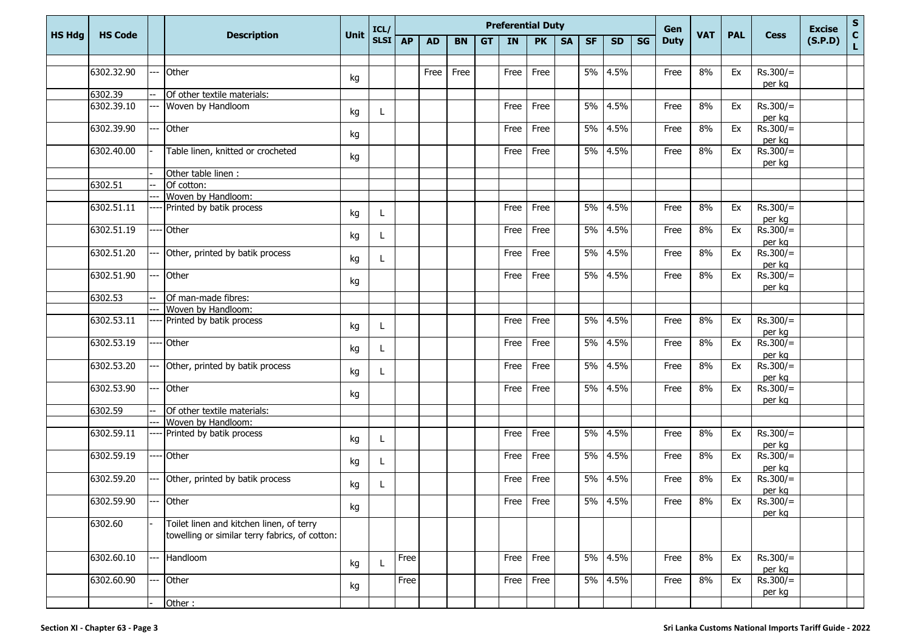| HS Hdg | HS Code | | Description | Unit | ICL/ SLSI | Preferential Duty | | | | | | | | | | Gen Duty | VAT | PAL | Cess | Excise (S.P.D) | S C L |
|---|---|---|---|---|---|---|---|---|---|---|---|---|---|---|---|---|---|---|---|---|---|
| | | | | | | AP | AD | BN | GT | IN | PK | SA | SF | SD | SG | | | | | | |
| | | | | | | | | | | | | | | | | | | | | | |
| | 6302.32.90 | --- | Other | kg | | | Free | Free | | Free | Free | | 5% | 4.5% | | Free | 8% | Ex | Rs.300/= per kg | | |
| | 6302.39 | -- | Of other textile materials: | | | | | | | | | | | | | | | | | | |
| | 6302.39.10 | --- | Woven by Handloom | kg | L | | | | | Free | Free | | 5% | 4.5% | | Free | 8% | Ex | Rs.300/= per kg | | |
| | 6302.39.90 | --- | Other | kg | | | | | | Free | Free | | 5% | 4.5% | | Free | 8% | Ex | Rs.300/= per kg | | |
| | 6302.40.00 | - | Table linen, knitted or crocheted | kg | | | | | | Free | Free | | 5% | 4.5% | | Free | 8% | Ex | Rs.300/= per kg | | |
| | | - | Other table linen : | | | | | | | | | | | | | | | | | | |
| | 6302.51 | -- | Of cotton: | | | | | | | | | | | | | | | | | | |
| | | --- | Woven by Handloom: | | | | | | | | | | | | | | | | | | |
| | 6302.51.11 | ---- | Printed by batik process | kg | L | | | | | Free | Free | | 5% | 4.5% | | Free | 8% | Ex | Rs.300/= per kg | | |
| | 6302.51.19 | ---- | Other | kg | L | | | | | Free | Free | | 5% | 4.5% | | Free | 8% | Ex | Rs.300/= per kg | | |
| | 6302.51.20 | --- | Other, printed by batik process | kg | L | | | | | Free | Free | | 5% | 4.5% | | Free | 8% | Ex | Rs.300/= per kg | | |
| | 6302.51.90 | --- | Other | kg | | | | | | Free | Free | | 5% | 4.5% | | Free | 8% | Ex | Rs.300/= per kg | | |
| | 6302.53 | -- | Of man-made fibres: | | | | | | | | | | | | | | | | | | |
| | | --- | Woven by Handloom: | | | | | | | | | | | | | | | | | | |
| | 6302.53.11 | ---- | Printed by batik process | kg | L | | | | | Free | Free | | 5% | 4.5% | | Free | 8% | Ex | Rs.300/= per kg | | |
| | 6302.53.19 | ---- | Other | kg | L | | | | | Free | Free | | 5% | 4.5% | | Free | 8% | Ex | Rs.300/= per kg | | |
| | 6302.53.20 | --- | Other, printed by batik process | kg | L | | | | | Free | Free | | 5% | 4.5% | | Free | 8% | Ex | Rs.300/= per kg | | |
| | 6302.53.90 | --- | Other | kg | | | | | | Free | Free | | 5% | 4.5% | | Free | 8% | Ex | Rs.300/= per kg | | |
| | 6302.59 | -- | Of other textile materials: | | | | | | | | | | | | | | | | | | |
| | | --- | Woven by Handloom: | | | | | | | | | | | | | | | | | | |
| | 6302.59.11 | ---- | Printed by batik process | kg | L | | | | | Free | Free | | 5% | 4.5% | | Free | 8% | Ex | Rs.300/= per kg | | |
| | 6302.59.19 | ---- | Other | kg | L | | | | | Free | Free | | 5% | 4.5% | | Free | 8% | Ex | Rs.300/= per kg | | |
| | 6302.59.20 | --- | Other, printed by batik process | kg | L | | | | | Free | Free | | 5% | 4.5% | | Free | 8% | Ex | Rs.300/= per kg | | |
| | 6302.59.90 | --- | Other | kg | | | | | | Free | Free | | 5% | 4.5% | | Free | 8% | Ex | Rs.300/= per kg | | |
| | 6302.60 | - | Toilet linen and kitchen linen, of terry towelling or similar terry fabrics, of cotton: | | | | | | | | | | | | | | | | | | |
| | 6302.60.10 | --- | Handloom | kg | L | Free | | | | Free | Free | | 5% | 4.5% | | Free | 8% | Ex | Rs.300/= per kg | | |
| | 6302.60.90 | --- | Other | kg | | Free | | | | Free | Free | | 5% | 4.5% | | Free | 8% | Ex | Rs.300/= per kg | | |
| | | - | Other : | | | | | | | | | | | | | | | | | | |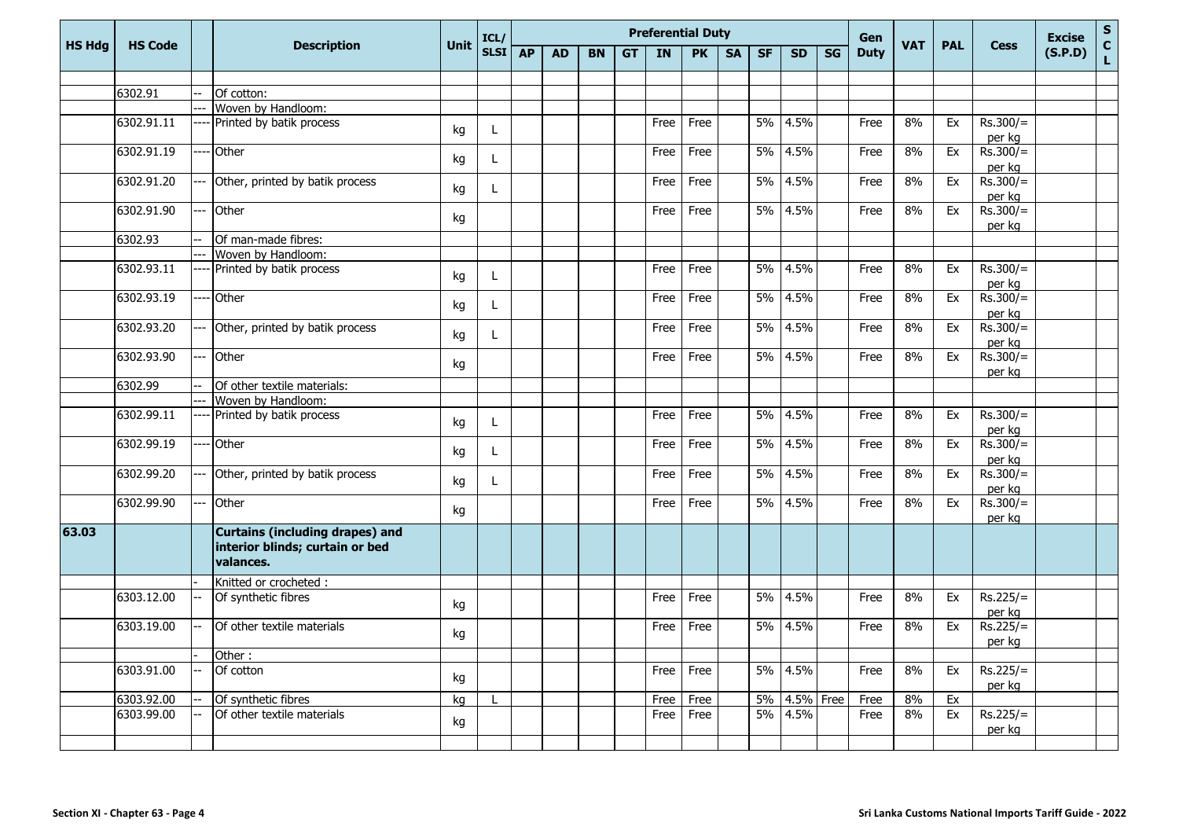| HS Hdg | HS Code | | Description | Unit | ICL/ SLSI | Preferential Duty | | | | | | | | | | Gen Duty | VAT | PAL | Cess | Excise (S.P.D) | S C L |
|---|---|---|---|---|---|---|---|---|---|---|---|---|---|---|---|---|---|---|---|---|---|
| | | | | | | AP | AD | BN | GT | IN | PK | SA | SF | SD | SG | | | | | | |
| | | | | | | | | | | | | | | | | | | | | | |
| | 6302.91 | -- | Of cotton: | | | | | | | | | | | | | | | | | | |
| | | --- | Woven by Handloom: | | | | | | | | | | | | | | | | | | |
| | 6302.91.11 | ---- | Printed by batik process | kg | L | | | | | Free | Free | | 5% | 4.5% | | Free | 8% | Ex | Rs.300/= per kg | | |
| | 6302.91.19 | ---- | Other | kg | L | | | | | Free | Free | | 5% | 4.5% | | Free | 8% | Ex | Rs.300/= per kg | | |
| | 6302.91.20 | --- | Other, printed by batik process | kg | L | | | | | Free | Free | | 5% | 4.5% | | Free | 8% | Ex | Rs.300/= per kg | | |
| | 6302.91.90 | --- | Other | kg | | | | | | Free | Free | | 5% | 4.5% | | Free | 8% | Ex | Rs.300/= per kg | | |
| | 6302.93 | -- | Of man-made fibres: | | | | | | | | | | | | | | | | | | |
| | | --- | Woven by Handloom: | | | | | | | | | | | | | | | | | | |
| | 6302.93.11 | ---- | Printed by batik process | kg | L | | | | | Free | Free | | 5% | 4.5% | | Free | 8% | Ex | Rs.300/= per kg | | |
| | 6302.93.19 | ---- | Other | kg | L | | | | | Free | Free | | 5% | 4.5% | | Free | 8% | Ex | Rs.300/= per kg | | |
| | 6302.93.20 | --- | Other, printed by batik process | kg | L | | | | | Free | Free | | 5% | 4.5% | | Free | 8% | Ex | Rs.300/= per kg | | |
| | 6302.93.90 | --- | Other | kg | | | | | | Free | Free | | 5% | 4.5% | | Free | 8% | Ex | Rs.300/= per kg | | |
| | 6302.99 | -- | Of other textile materials: | | | | | | | | | | | | | | | | | | |
| | | --- | Woven by Handloom: | | | | | | | | | | | | | | | | | | |
| | 6302.99.11 | ---- | Printed by batik process | kg | L | | | | | Free | Free | | 5% | 4.5% | | Free | 8% | Ex | Rs.300/= per kg | | |
| | 6302.99.19 | ---- | Other | kg | L | | | | | Free | Free | | 5% | 4.5% | | Free | 8% | Ex | Rs.300/= per kg | | |
| | 6302.99.20 | --- | Other, printed by batik process | kg | L | | | | | Free | Free | | 5% | 4.5% | | Free | 8% | Ex | Rs.300/= per kg | | |
| | 6302.99.90 | --- | Other | kg | | | | | | Free | Free | | 5% | 4.5% | | Free | 8% | Ex | Rs.300/= per kg | | |
| 63.03 | | | **Curtains (including drapes) and interior blinds; curtain or bed valances.** | | | | | | | | | | | | | | | | | | |
| | | - | Knitted or crocheted : | | | | | | | | | | | | | | | | | | |
| | 6303.12.00 | -- | Of synthetic fibres | kg | | | | | | Free | Free | | 5% | 4.5% | | Free | 8% | Ex | Rs.225/= per kg | | |
| | 6303.19.00 | -- | Of other textile materials | kg | | | | | | Free | Free | | 5% | 4.5% | | Free | 8% | Ex | Rs.225/= per kg | | |
| | | - | Other : | | | | | | | | | | | | | | | | | | |
| | 6303.91.00 | -- | Of cotton | kg | | | | | | Free | Free | | 5% | 4.5% | | Free | 8% | Ex | Rs.225/= per kg | | |
| | 6303.92.00 | -- | Of synthetic fibres | kg | L | | | | | Free | Free | | 5% | 4.5% | Free | Free | 8% | Ex | | | |
| | 6303.99.00 | -- | Of other textile materials | kg | | | | | | Free | Free | | 5% | 4.5% | | Free | 8% | Ex | Rs.225/= per kg | | |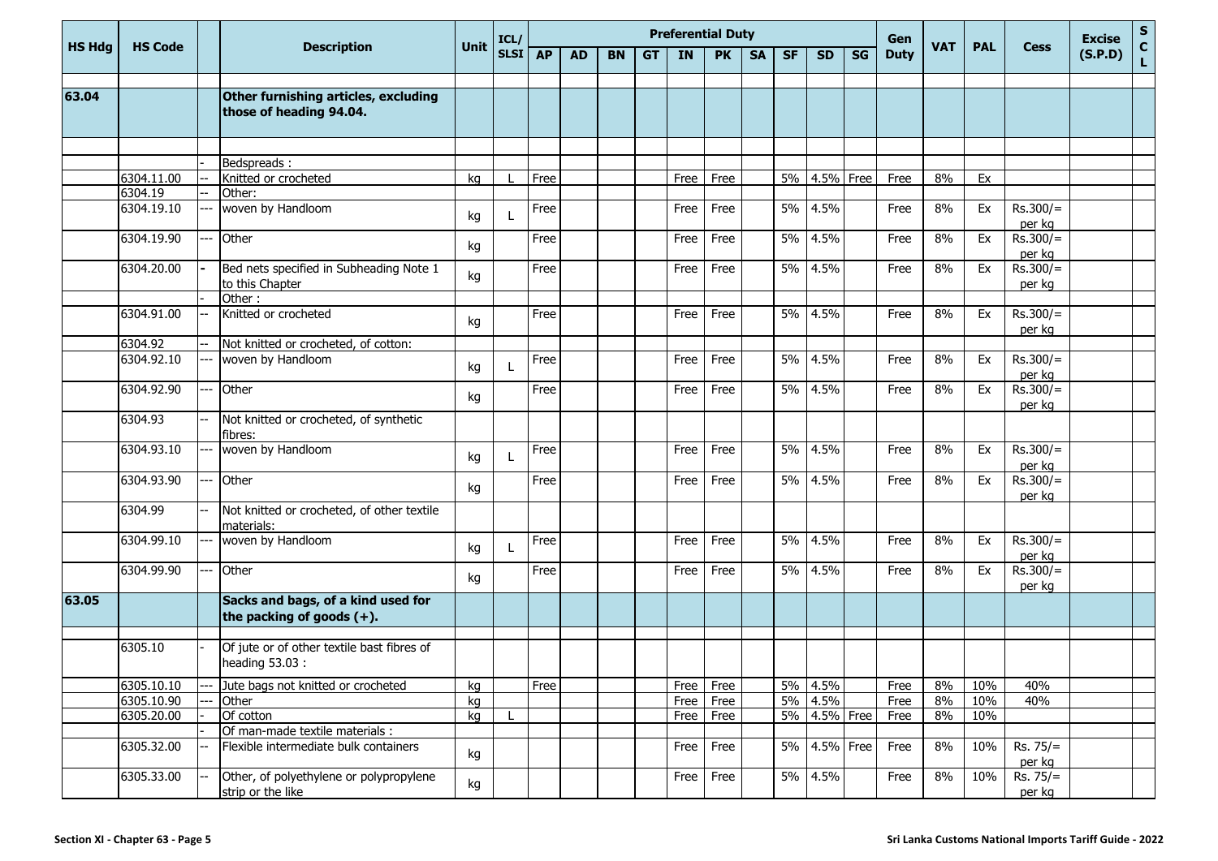| HS Hdg | HS Code | | Description | Unit | ICL/ SLSI | Preferential Duty | | | | | | | | | | Gen Duty | VAT | PAL | Cess | Excise (S.P.D) | S C L |
|---|---|---|---|---|---|---|---|---|---|---|---|---|---|---|---|---|---|---|---|---|---|
| | | | | | | AP | AD | BN | GT | IN | PK | SA | SF | SD | SG | | | | | | |
| 63.04 | | | **Other furnishing articles, excluding those of heading 94.04.** | | | | | | | | | | | | | | | | | | |
| | | - | Bedspreads : | | | | | | | | | | | | | | | | | | |
| | 6304.11.00 | -- | Knitted or crocheted | kg | L | Free | | | | Free | Free | | 5% | 4.5% | Free | Free | 8% | Ex | | | |
| | 6304.19 | -- | Other: | | | | | | | | | | | | | | | | | | |
| | 6304.19.10 | --- | woven by Handloom | kg | L | Free | | | | Free | Free | | 5% | 4.5% | | Free | 8% | Ex | Rs.300/= per kg | | |
| | 6304.19.90 | --- | Other | kg | | Free | | | | Free | Free | | 5% | 4.5% | | Free | 8% | Ex | Rs.300/= per kg | | |
| | 6304.20.00 | - | Bed nets specified in Subheading Note 1 to this Chapter | kg | | Free | | | | Free | Free | | 5% | 4.5% | | Free | 8% | Ex | Rs.300/= per kg | | |
| | | - | Other : | | | | | | | | | | | | | | | | | | |
| | 6304.91.00 | -- | Knitted or crocheted | kg | | Free | | | | Free | Free | | 5% | 4.5% | | Free | 8% | Ex | Rs.300/= per kg | | |
| | 6304.92 | -- | Not knitted or crocheted, of cotton: | | | | | | | | | | | | | | | | | | |
| | 6304.92.10 | --- | woven by Handloom | kg | L | Free | | | | Free | Free | | 5% | 4.5% | | Free | 8% | Ex | Rs.300/= per kg | | |
| | 6304.92.90 | --- | Other | kg | | Free | | | | Free | Free | | 5% | 4.5% | | Free | 8% | Ex | Rs.300/= per kg | | |
| | 6304.93 | -- | Not knitted or crocheted, of synthetic fibres: | | | | | | | | | | | | | | | | | | |
| | 6304.93.10 | --- | woven by Handloom | kg | L | Free | | | | Free | Free | | 5% | 4.5% | | Free | 8% | Ex | Rs.300/= per kg | | |
| | 6304.93.90 | --- | Other | kg | | Free | | | | Free | Free | | 5% | 4.5% | | Free | 8% | Ex | Rs.300/= per kg | | |
| | 6304.99 | -- | Not knitted or crocheted, of other textile materials: | | | | | | | | | | | | | | | | | | |
| | 6304.99.10 | --- | woven by Handloom | kg | L | Free | | | | Free | Free | | 5% | 4.5% | | Free | 8% | Ex | Rs.300/= per kg | | |
| | 6304.99.90 | --- | Other | kg | | Free | | | | Free | Free | | 5% | 4.5% | | Free | 8% | Ex | Rs.300/= per kg | | |
| 63.05 | | | **Sacks and bags, of a kind used for the packing of goods (+).** | | | | | | | | | | | | | | | | | | |
| | 6305.10 | - | Of jute or of other textile bast fibres of heading 53.03 : | | | | | | | | | | | | | | | | | | |
| | 6305.10.10 | --- | Jute bags not knitted or crocheted | kg | | Free | | | | Free | Free | | 5% | 4.5% | | Free | 8% | 10% | 40% | | |
| | 6305.10.90 | --- | Other | kg | | | | | | Free | Free | | 5% | 4.5% | | Free | 8% | 10% | 40% | | |
| | 6305.20.00 | - | Of cotton | kg | L | | | | | Free | Free | | 5% | 4.5% | Free | Free | 8% | 10% | | | |
| | | - | Of man-made textile materials : | | | | | | | | | | | | | | | | | | |
| | 6305.32.00 | -- | Flexible intermediate bulk containers | kg | | | | | | Free | Free | | 5% | 4.5% | Free | Free | 8% | 10% | Rs. 75/= per kg | | |
| | 6305.33.00 | -- | Other, of polyethylene or polypropylene strip or the like | kg | | | | | | Free | Free | | 5% | 4.5% | | Free | 8% | 10% | Rs. 75/= per kg | | |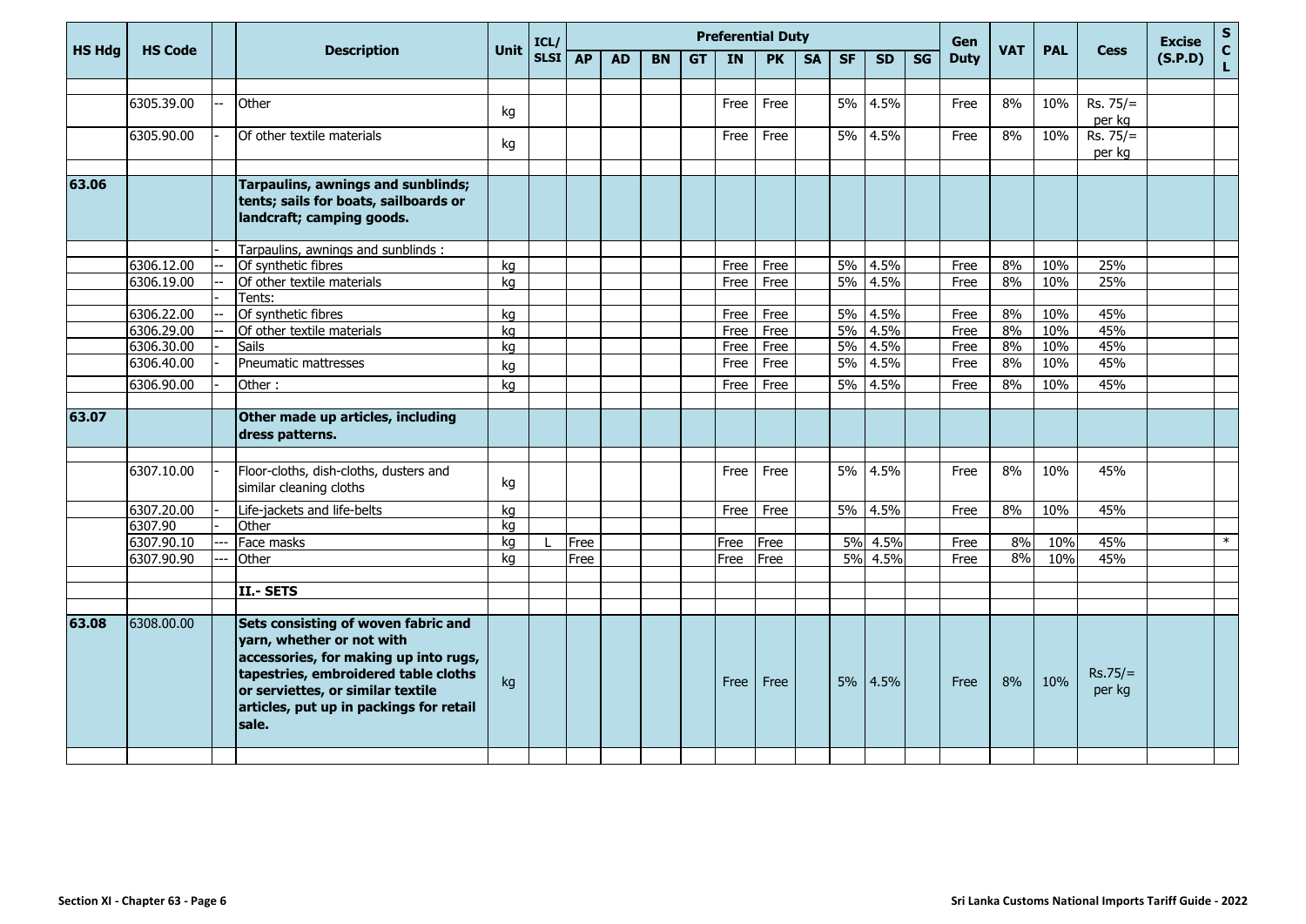| HS Hdg | HS Code | | Description | Unit | ICL/ SLSI | Preferential Duty | | | | | | | | | | Gen Duty | VAT | PAL | Cess | Excise (S.P.D) | S C L |
|---|---|---|---|---|---|---|---|---|---|---|---|---|---|---|---|---|---|---|---|---|---|
| | | | | | | AP | AD | BN | GT | IN | PK | SA | SF | SD | SG | | | | | | |
| | 6305.39.00 | -- | Other | kg | | | | | | Free | Free | | 5% | 4.5% | | Free | 8% | 10% | Rs. 75/= per kg | | |
| | 6305.90.00 | - | Of other textile materials | kg | | | | | | Free | Free | | 5% | 4.5% | | Free | 8% | 10% | Rs. 75/= per kg | | |
| **63.06** | | | **Tarpaulins, awnings and sunblinds; tents; sails for boats, sailboards or landcraft; camping goods.** | | | | | | | | | | | | | | | | | | |
| | | - | Tarpaulins, awnings and sunblinds : | | | | | | | | | | | | | | | | | | |
| | 6306.12.00 | -- | Of synthetic fibres | kg | | | | | | Free | Free | | 5% | 4.5% | | Free | 8% | 10% | 25% | | |
| | 6306.19.00 | -- | Of other textile materials | kg | | | | | | Free | Free | | 5% | 4.5% | | Free | 8% | 10% | 25% | | |
| | | - | Tents: | | | | | | | | | | | | | | | | | | |
| | 6306.22.00 | -- | Of synthetic fibres | kg | | | | | | Free | Free | | 5% | 4.5% | | Free | 8% | 10% | 45% | | |
| | 6306.29.00 | -- | Of other textile materials | kg | | | | | | Free | Free | | 5% | 4.5% | | Free | 8% | 10% | 45% | | |
| | 6306.30.00 | - | Sails | kg | | | | | | Free | Free | | 5% | 4.5% | | Free | 8% | 10% | 45% | | |
| | 6306.40.00 | - | Pneumatic mattresses | kg | | | | | | Free | Free | | 5% | 4.5% | | Free | 8% | 10% | 45% | | |
| | 6306.90.00 | - | Other : | kg | | | | | | Free | Free | | 5% | 4.5% | | Free | 8% | 10% | 45% | | |
| **63.07** | | | **Other made up articles, including dress patterns.** | | | | | | | | | | | | | | | | | | |
| | 6307.10.00 | - | Floor-cloths, dish-cloths, dusters and similar cleaning cloths | kg | | | | | | Free | Free | | 5% | 4.5% | | Free | 8% | 10% | 45% | | |
| | 6307.20.00 | - | Life-jackets and life-belts | kg | | | | | | Free | Free | | 5% | 4.5% | | Free | 8% | 10% | 45% | | |
| | 6307.90 | - | Other | kg | | | | | | | | | | | | | | | | | |
| | 6307.90.10 | --- | Face masks | kg | L | Free | | | | Free | Free | | 5% | 4.5% | | Free | 8% | 10% | 45% | | * |
| | 6307.90.90 | --- | Other | kg | | Free | | | | Free | Free | | 5% | 4.5% | | Free | 8% | 10% | 45% | | |
| | | | **II.- SETS** | | | | | | | | | | | | | | | | | | |
| **63.08** | 6308.00.00 | | **Sets consisting of woven fabric and yarn, whether or not with accessories, for making up into rugs, tapestries, embroidered table cloths or serviettes, or similar textile articles, put up in packings for retail sale.** | kg | | | | | | Free | Free | | 5% | 4.5% | | Free | 8% | 10% | Rs.75/= per kg | | |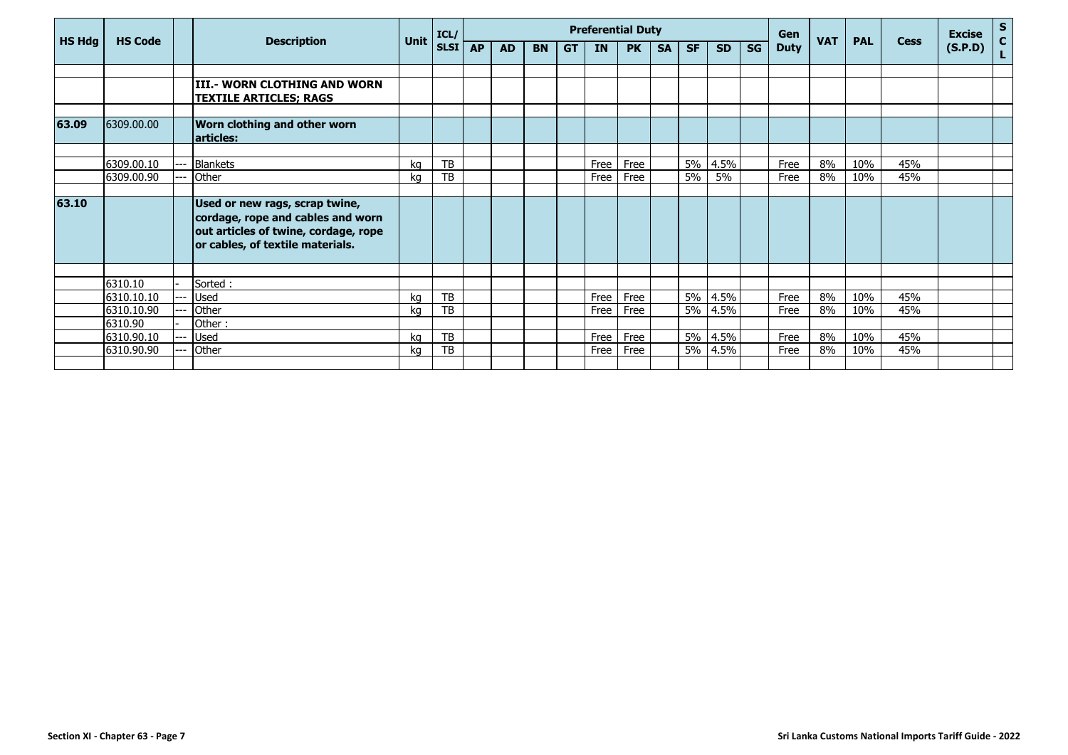| HS Hdg | HS Code | | Description | Unit | ICL/ SLSI | Preferential Duty | | | | | | | | | | Gen Duty | VAT | PAL | Cess | Excise (S.P.D) | S C L |
|---|---|---|---|---|---|---|---|---|---|---|---|---|---|---|---|---|---|---|---|---|---|
| | | | | | | AP | AD | BN | GT | IN | PK | SA | SF | SD | SG | | | | | | |
| | | | **III.- WORN CLOTHING AND WORN TEXTILE ARTICLES; RAGS** | | | | | | | | | | | | | | | | | | |
| **63.09** | 6309.00.00 | | **Worn clothing and other worn articles:** | | | | | | | | | | | | | | | | | | |
| | 6309.00.10 | --- | Blankets | kg | TB | | | | | Free | Free | | 5% | 4.5% | | Free | 8% | 10% | 45% | | |
| | 6309.00.90 | --- | Other | kg | TB | | | | | Free | Free | | 5% | 5% | | Free | 8% | 10% | 45% | | |
| **63.10** | | | **Used or new rags, scrap twine, cordage, rope and cables and worn out articles of twine, cordage, rope or cables, of textile materials.** | | | | | | | | | | | | | | | | | | |
| | 6310.10 | - | Sorted : | | | | | | | | | | | | | | | | | | |
| | 6310.10.10 | --- | Used | kg | TB | | | | | Free | Free | | 5% | 4.5% | | Free | 8% | 10% | 45% | | |
| | 6310.10.90 | --- | Other | kg | TB | | | | | Free | Free | | 5% | 4.5% | | Free | 8% | 10% | 45% | | |
| | 6310.90 | - | Other : | | | | | | | | | | | | | | | | | | |
| | 6310.90.10 | --- | Used | kg | TB | | | | | Free | Free | | 5% | 4.5% | | Free | 8% | 10% | 45% | | |
| | 6310.90.90 | --- | Other | kg | TB | | | | | Free | Free | | 5% | 4.5% | | Free | 8% | 10% | 45% | | |